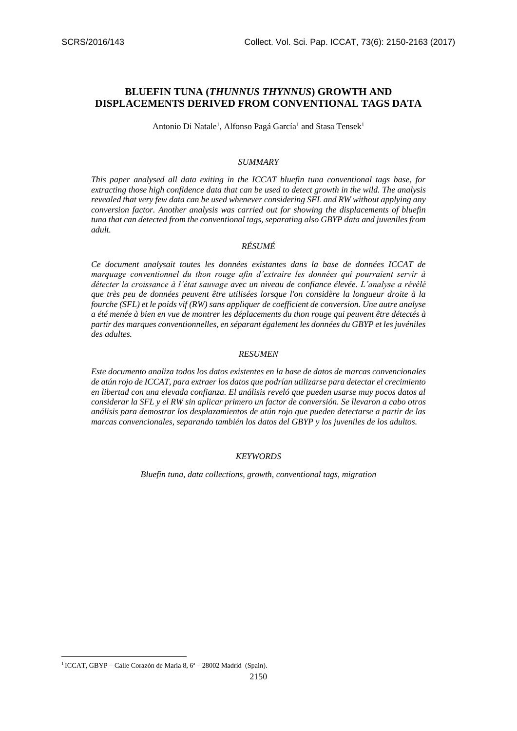# BLUEFIN TUNA (*THUNNUS THYNNUS*) GROWTH AND DISPLACEMENTS DERIVED FROM CONVENTIONAL TAGS DATA

Antonio Di Natale[1], Alfonso Pagá García[1] and Stasa Tensek[1]

## *SUMMARY*

*This paper analysed all data exiting in the ICCAT bluefin tuna conventional tags base, for extracting those high confidence data that can be used to detect growth in the wild. The analysis revealed that very few data can be used whenever considering SFL and RW without applying any conversion factor. Another analysis was carried out for showing the displacements of bluefin tuna that can detected from the conventional tags, separating also GBYP data and juveniles from adult.*

## *RÉSUMÉ*

*Ce document analysait toutes les données existantes dans la base de données ICCAT de marquage conventionnel du thon rouge afin d'extraire les données qui pourraient servir à détecter la croissance à l'état sauvage avec un niveau de confiance élevée. L'analyse a révélé que très peu de données peuvent être utilisées lorsque l'on considère la longueur droite à la fourche (SFL) et le poids vif (RW) sans appliquer de coefficient de conversion. Une autre analyse a été menée à bien en vue de montrer les déplacements du thon rouge qui peuvent être détectés à partir des marques conventionnelles, en séparant également les données du GBYP et les juvéniles des adultes.*

## *RESUMEN*

*Este documento analiza todos los datos existentes en la base de datos de marcas convencionales de atún rojo de ICCAT, para extraer los datos que podrían utilizarse para detectar el crecimiento en libertad con una elevada confianza. El análisis reveló que pueden usarse muy pocos datos al considerar la SFL y el RW sin aplicar primero un factor de conversión. Se llevaron a cabo otros análisis para demostrar los desplazamientos de atún rojo que pueden detectarse a partir de las marcas convencionales, separando también los datos del GBYP y los juveniles de los adultos.*

## *KEYWORDS*

*Bluefin tuna, data collections, growth, conventional tags, migration*

[1] ICCAT, GBYP – Calle Corazón de Maria 8, 6ª – 28002 Madrid (Spain).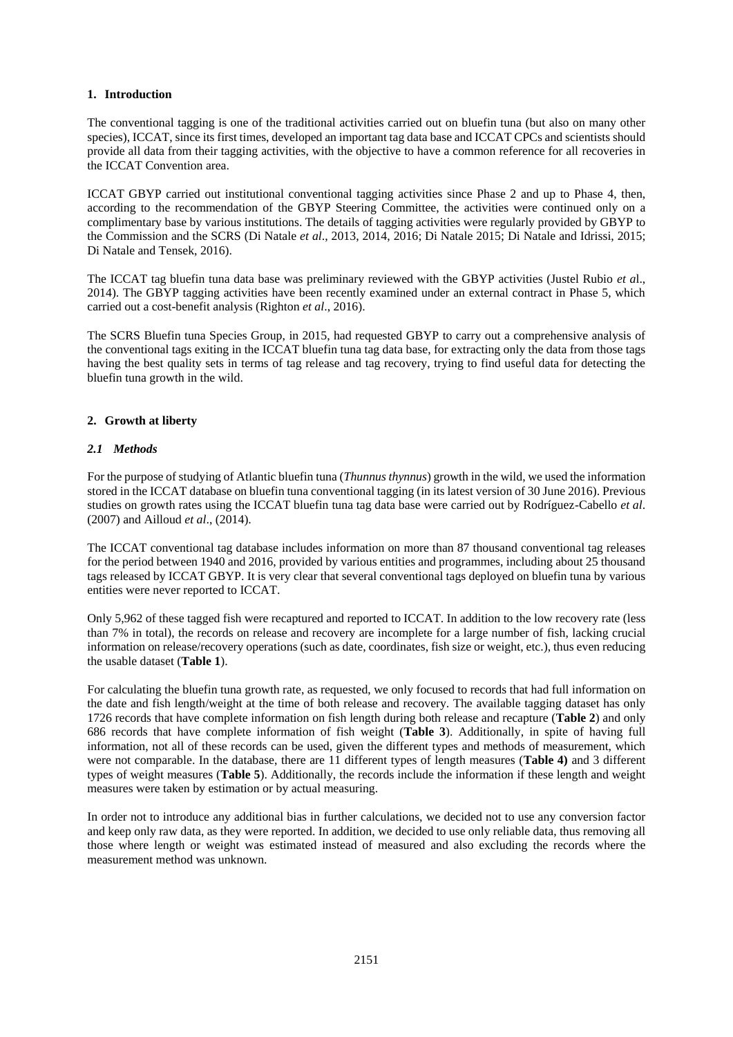## 1. Introduction

The conventional tagging is one of the traditional activities carried out on bluefin tuna (but also on many other species), ICCAT, since its first times, developed an important tag data base and ICCAT CPCs and scientists should provide all data from their tagging activities, with the objective to have a common reference for all recoveries in the ICCAT Convention area.

ICCAT GBYP carried out institutional conventional tagging activities since Phase 2 and up to Phase 4, then, according to the recommendation of the GBYP Steering Committee, the activities were continued only on a complimentary base by various institutions. The details of tagging activities were regularly provided by GBYP to the Commission and the SCRS (Di Natale *et al*., 2013, 2014, 2016; Di Natale 2015; Di Natale and Idrissi, 2015; Di Natale and Tensek, 2016).

The ICCAT tag bluefin tuna data base was preliminary reviewed with the GBYP activities (Justel Rubio *et a*l., 2014). The GBYP tagging activities have been recently examined under an external contract in Phase 5, which carried out a cost-benefit analysis (Righton *et al*., 2016).

The SCRS Bluefin tuna Species Group, in 2015, had requested GBYP to carry out a comprehensive analysis of the conventional tags exiting in the ICCAT bluefin tuna tag data base, for extracting only the data from those tags having the best quality sets in terms of tag release and tag recovery, trying to find useful data for detecting the bluefin tuna growth in the wild.

## 2. Growth at liberty

### *2.1 Methods*

For the purpose of studying of Atlantic bluefin tuna (*Thunnus thynnus*) growth in the wild, we used the information stored in the ICCAT database on bluefin tuna conventional tagging (in its latest version of 30 June 2016). Previous studies on growth rates using the ICCAT bluefin tuna tag data base were carried out by Rodríguez-Cabello *et al*. (2007) and Ailloud *et al*., (2014).

The ICCAT conventional tag database includes information on more than 87 thousand conventional tag releases for the period between 1940 and 2016, provided by various entities and programmes, including about 25 thousand tags released by ICCAT GBYP. It is very clear that several conventional tags deployed on bluefin tuna by various entities were never reported to ICCAT.

Only 5,962 of these tagged fish were recaptured and reported to ICCAT. In addition to the low recovery rate (less than 7% in total), the records on release and recovery are incomplete for a large number of fish, lacking crucial information on release/recovery operations (such as date, coordinates, fish size or weight, etc.), thus even reducing the usable dataset (**Table 1**).

For calculating the bluefin tuna growth rate, as requested, we only focused to records that had full information on the date and fish length/weight at the time of both release and recovery. The available tagging dataset has only 1726 records that have complete information on fish length during both release and recapture (**Table 2**) and only 686 records that have complete information of fish weight (**Table 3**). Additionally, in spite of having full information, not all of these records can be used, given the different types and methods of measurement, which were not comparable. In the database, there are 11 different types of length measures (**Table 4)** and 3 different types of weight measures (**Table 5**). Additionally, the records include the information if these length and weight measures were taken by estimation or by actual measuring.

In order not to introduce any additional bias in further calculations, we decided not to use any conversion factor and keep only raw data, as they were reported. In addition, we decided to use only reliable data, thus removing all those where length or weight was estimated instead of measured and also excluding the records where the measurement method was unknown.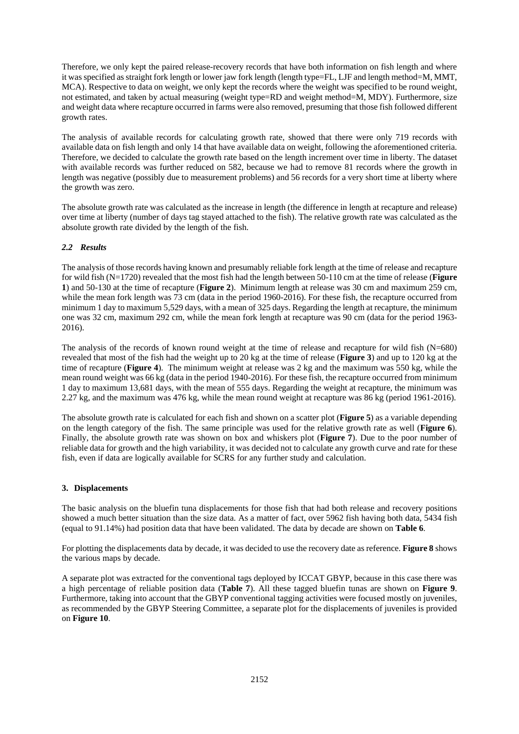Therefore, we only kept the paired release-recovery records that have both information on fish length and where it was specified as straight fork length or lower jaw fork length (length type=FL, LJF and length method=M, MMT, MCA). Respective to data on weight, we only kept the records where the weight was specified to be round weight, not estimated, and taken by actual measuring (weight type=RD and weight method=M, MDY). Furthermore, size and weight data where recapture occurred in farms were also removed, presuming that those fish followed different growth rates.

The analysis of available records for calculating growth rate, showed that there were only 719 records with available data on fish length and only 14 that have available data on weight, following the aforementioned criteria. Therefore, we decided to calculate the growth rate based on the length increment over time in liberty. The dataset with available records was further reduced on 582, because we had to remove 81 records where the growth in length was negative (possibly due to measurement problems) and 56 records for a very short time at liberty where the growth was zero.

The absolute growth rate was calculated as the increase in length (the difference in length at recapture and release) over time at liberty (number of days tag stayed attached to the fish). The relative growth rate was calculated as the absolute growth rate divided by the length of the fish.

### *2.2 Results*

The analysis of those records having known and presumably reliable fork length at the time of release and recapture for wild fish (N=1720) revealed that the most fish had the length between 50-110 cm at the time of release (**Figure 1**) and 50-130 at the time of recapture (**Figure 2**). Minimum length at release was 30 cm and maximum 259 cm, while the mean fork length was 73 cm (data in the period 1960-2016). For these fish, the recapture occurred from minimum 1 day to maximum 5,529 days, with a mean of 325 days. Regarding the length at recapture, the minimum one was 32 cm, maximum 292 cm, while the mean fork length at recapture was 90 cm (data for the period 1963-2016).

The analysis of the records of known round weight at the time of release and recapture for wild fish (N=680) revealed that most of the fish had the weight up to 20 kg at the time of release (**Figure 3**) and up to 120 kg at the time of recapture (**Figure 4**). The minimum weight at release was 2 kg and the maximum was 550 kg, while the mean round weight was 66 kg (data in the period 1940-2016). For these fish, the recapture occurred from minimum 1 day to maximum 13,681 days, with the mean of 555 days. Regarding the weight at recapture, the minimum was 2.27 kg, and the maximum was 476 kg, while the mean round weight at recapture was 86 kg (period 1961-2016).

The absolute growth rate is calculated for each fish and shown on a scatter plot (**Figure 5**) as a variable depending on the length category of the fish. The same principle was used for the relative growth rate as well (**Figure 6**). Finally, the absolute growth rate was shown on box and whiskers plot (**Figure 7**). Due to the poor number of reliable data for growth and the high variability, it was decided not to calculate any growth curve and rate for these fish, even if data are logically available for SCRS for any further study and calculation.

## **3. Displacements**

The basic analysis on the bluefin tuna displacements for those fish that had both release and recovery positions showed a much better situation than the size data. As a matter of fact, over 5962 fish having both data, 5434 fish (equal to 91.14%) had position data that have been validated. The data by decade are shown on **Table 6**.

For plotting the displacements data by decade, it was decided to use the recovery date as reference. **Figure 8** shows the various maps by decade.

A separate plot was extracted for the conventional tags deployed by ICCAT GBYP, because in this case there was a high percentage of reliable position data (**Table 7**). All these tagged bluefin tunas are shown on **Figure 9**. Furthermore, taking into account that the GBYP conventional tagging activities were focused mostly on juveniles, as recommended by the GBYP Steering Committee, a separate plot for the displacements of juveniles is provided on **Figure 10**.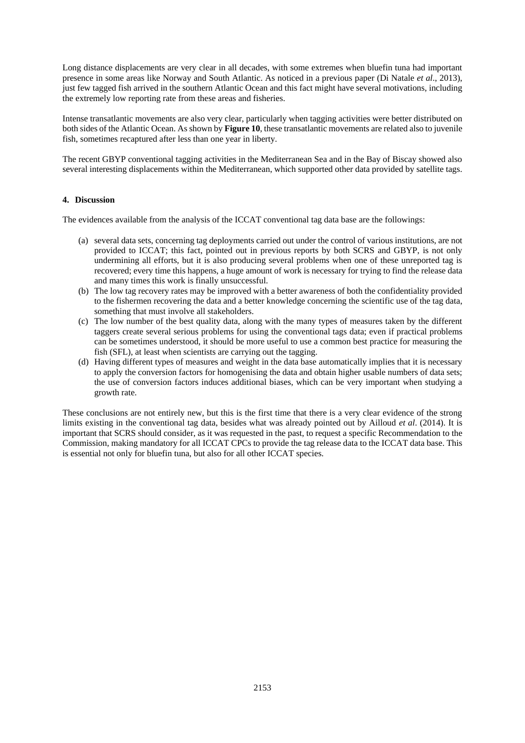Long distance displacements are very clear in all decades, with some extremes when bluefin tuna had important presence in some areas like Norway and South Atlantic. As noticed in a previous paper (Di Natale *et al*., 2013), just few tagged fish arrived in the southern Atlantic Ocean and this fact might have several motivations, including the extremely low reporting rate from these areas and fisheries.

Intense transatlantic movements are also very clear, particularly when tagging activities were better distributed on both sides of the Atlantic Ocean. As shown by **Figure 10**, these transatlantic movements are related also to juvenile fish, sometimes recaptured after less than one year in liberty.

The recent GBYP conventional tagging activities in the Mediterranean Sea and in the Bay of Biscay showed also several interesting displacements within the Mediterranean, which supported other data provided by satellite tags.

## 4. Discussion

The evidences available from the analysis of the ICCAT conventional tag data base are the followings:

(a) several data sets, concerning tag deployments carried out under the control of various institutions, are not provided to ICCAT; this fact, pointed out in previous reports by both SCRS and GBYP, is not only undermining all efforts, but it is also producing several problems when one of these unreported tag is recovered; every time this happens, a huge amount of work is necessary for trying to find the release data and many times this work is finally unsuccessful.

(b) The low tag recovery rates may be improved with a better awareness of both the confidentiality provided to the fishermen recovering the data and a better knowledge concerning the scientific use of the tag data, something that must involve all stakeholders.

(c) The low number of the best quality data, along with the many types of measures taken by the different taggers create several serious problems for using the conventional tags data; even if practical problems can be sometimes understood, it should be more useful to use a common best practice for measuring the fish (SFL), at least when scientists are carrying out the tagging.

(d) Having different types of measures and weight in the data base automatically implies that it is necessary to apply the conversion factors for homogenising the data and obtain higher usable numbers of data sets; the use of conversion factors induces additional biases, which can be very important when studying a growth rate.

These conclusions are not entirely new, but this is the first time that there is a very clear evidence of the strong limits existing in the conventional tag data, besides what was already pointed out by Ailloud *et al*. (2014). It is important that SCRS should consider, as it was requested in the past, to request a specific Recommendation to the Commission, making mandatory for all ICCAT CPCs to provide the tag release data to the ICCAT data base. This is essential not only for bluefin tuna, but also for all other ICCAT species.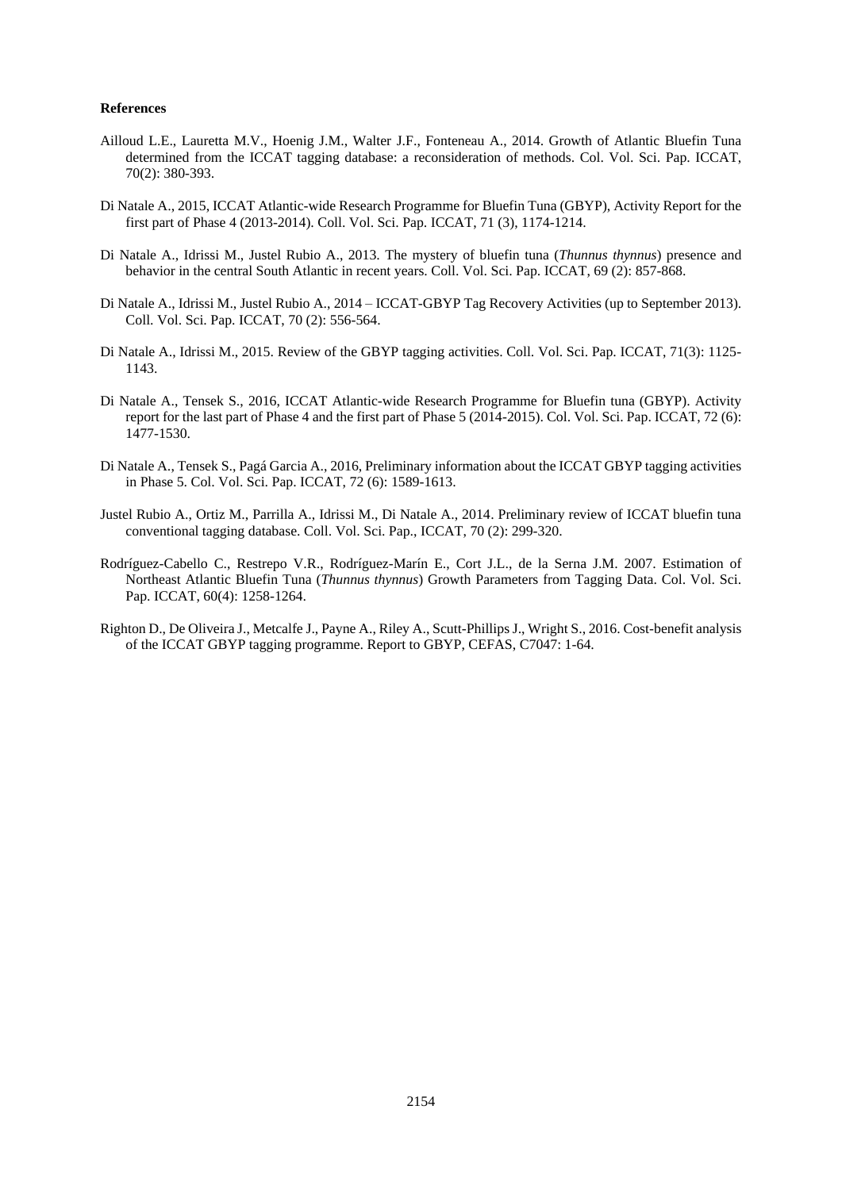**References**

Ailloud L.E., Lauretta M.V., Hoenig J.M., Walter J.F., Fonteneau A., 2014. Growth of Atlantic Bluefin Tuna determined from the ICCAT tagging database: a reconsideration of methods. Col. Vol. Sci. Pap. ICCAT, 70(2): 380-393.

Di Natale A., 2015, ICCAT Atlantic-wide Research Programme for Bluefin Tuna (GBYP), Activity Report for the first part of Phase 4 (2013-2014). Coll. Vol. Sci. Pap. ICCAT, 71 (3), 1174-1214.

Di Natale A., Idrissi M., Justel Rubio A., 2013. The mystery of bluefin tuna (*Thunnus thynnus*) presence and behavior in the central South Atlantic in recent years. Coll. Vol. Sci. Pap. ICCAT, 69 (2): 857-868.

Di Natale A., Idrissi M., Justel Rubio A., 2014 – ICCAT-GBYP Tag Recovery Activities (up to September 2013). Coll. Vol. Sci. Pap. ICCAT, 70 (2): 556-564.

Di Natale A., Idrissi M., 2015. Review of the GBYP tagging activities. Coll. Vol. Sci. Pap. ICCAT, 71(3): 1125-1143.

Di Natale A., Tensek S., 2016, ICCAT Atlantic-wide Research Programme for Bluefin tuna (GBYP). Activity report for the last part of Phase 4 and the first part of Phase 5 (2014-2015). Col. Vol. Sci. Pap. ICCAT, 72 (6): 1477-1530.

Di Natale A., Tensek S., Pagá Garcia A., 2016, Preliminary information about the ICCAT GBYP tagging activities in Phase 5. Col. Vol. Sci. Pap. ICCAT, 72 (6): 1589-1613.

Justel Rubio A., Ortiz M., Parrilla A., Idrissi M., Di Natale A., 2014. Preliminary review of ICCAT bluefin tuna conventional tagging database. Coll. Vol. Sci. Pap., ICCAT, 70 (2): 299-320.

Rodríguez-Cabello C., Restrepo V.R., Rodríguez-Marín E., Cort J.L., de la Serna J.M. 2007. Estimation of Northeast Atlantic Bluefin Tuna (*Thunnus thynnus*) Growth Parameters from Tagging Data. Col. Vol. Sci. Pap. ICCAT, 60(4): 1258-1264.

Righton D., De Oliveira J., Metcalfe J., Payne A., Riley A., Scutt-Phillips J., Wright S., 2016. Cost-benefit analysis of the ICCAT GBYP tagging programme. Report to GBYP, CEFAS, C7047: 1-64.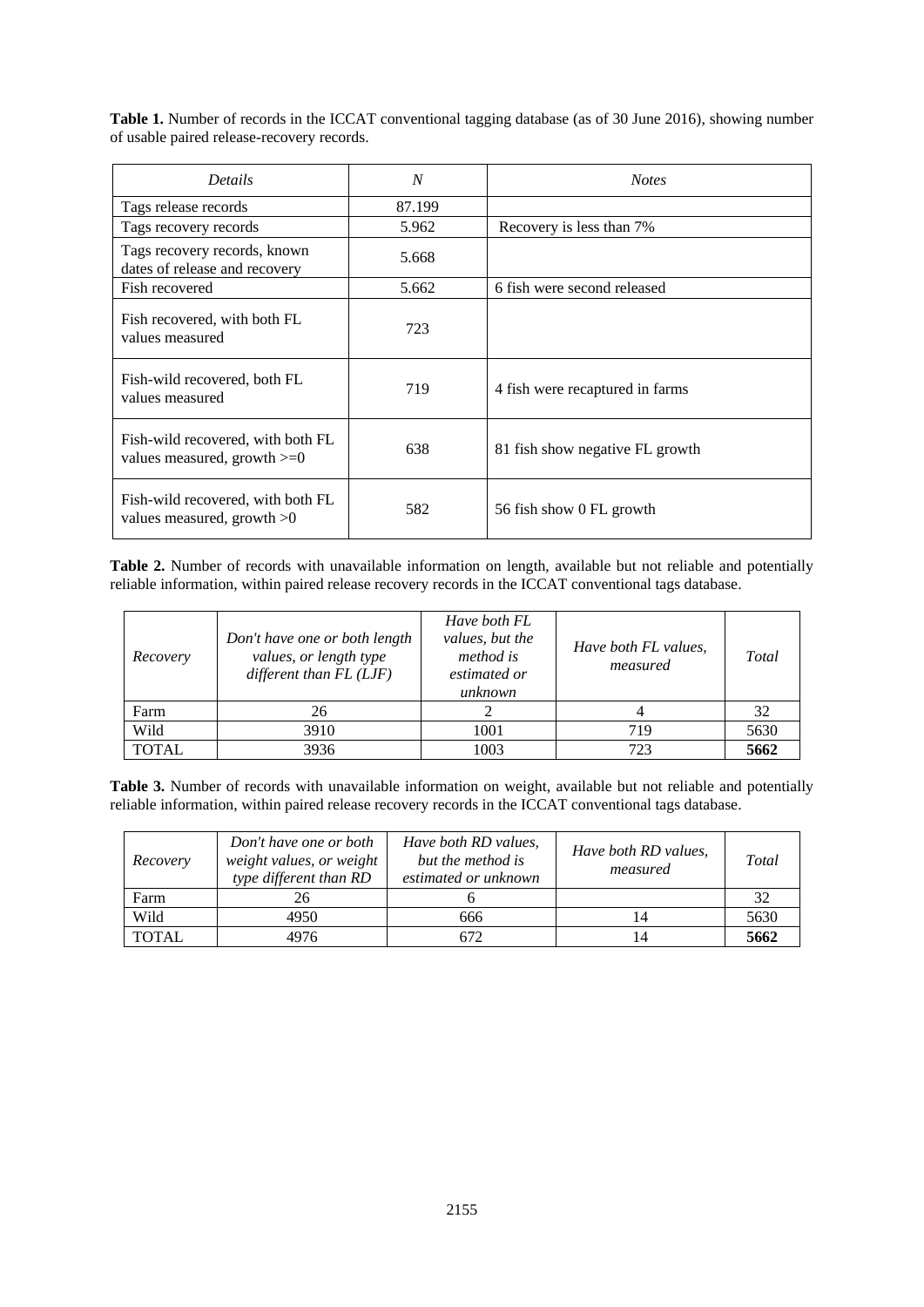**Table 1.** Number of records in the ICCAT conventional tagging database (as of 30 June 2016), showing number of usable paired release-recovery records.

| *Details* | *N* | *Notes* |
|---|---|---|
| Tags release records | 87.199 | |
| Tags recovery records | 5.962 | Recovery is less than 7% |
| Tags recovery records, known dates of release and recovery | 5.668 | |
| Fish recovered | 5.662 | 6 fish were second released |
| Fish recovered, with both FL values measured | 723 | |
| Fish-wild recovered, both FL values measured | 719 | 4 fish were recaptured in farms |
| Fish-wild recovered, with both FL values measured, growth >=0 | 638 | 81 fish show negative FL growth |
| Fish-wild recovered, with both FL values measured, growth >0 | 582 | 56 fish show 0 FL growth |

**Table 2.** Number of records with unavailable information on length, available but not reliable and potentially reliable information, within paired release recovery records in the ICCAT conventional tags database.

| *Recovery* | *Don't have one or both length values, or length type different than FL (LJF)* | *Have both FL values, but the method is estimated or unknown* | *Have both FL values, measured* | *Total* |
|---|---|---|---|---|
| Farm | 26 | 2 | 4 | 32 |
| Wild | 3910 | 1001 | 719 | 5630 |
| TOTAL | 3936 | 1003 | 723 | **5662** |

**Table 3.** Number of records with unavailable information on weight, available but not reliable and potentially reliable information, within paired release recovery records in the ICCAT conventional tags database.

| *Recovery* | *Don't have one or both weight values, or weight type different than RD* | *Have both RD values, but the method is estimated or unknown* | *Have both RD values, measured* | *Total* |
|---|---|---|---|---|
| Farm | 26 | 6 | | 32 |
| Wild | 4950 | 666 | 14 | 5630 |
| TOTAL | 4976 | 672 | 14 | **5662** |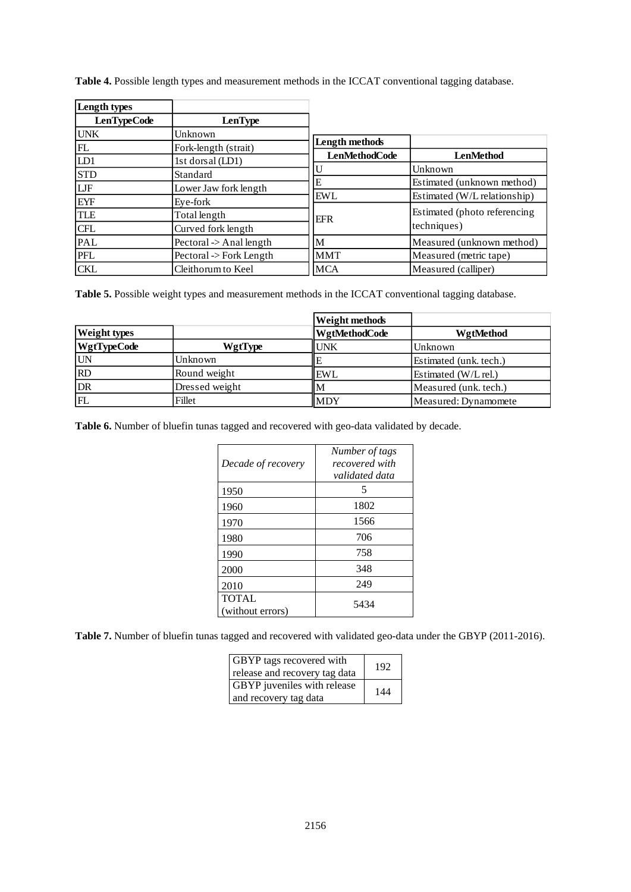**Table 4.** Possible length types and measurement methods in the ICCAT conventional tagging database.

| **Length types** | |
|---|---|
| **LenTypeCode** | **LenType** |
| UNK | Unknown |
| FL | Fork-length (strait) |
| LD1 | 1st dorsal (LD1) |
| STD | Standard |
| LJF | Lower Jaw fork length |
| EYF | Eye-fork |
| TLE | Total length |
| CFL | Curved fork length |
| PAL | Pectoral -> Anal length |
| PFL | Pectoral -> Fork Length |
| CKL | Cleithorum to Keel |

| **Length methods** | |
|---|---|
| **LenMethodCode** | **LenMethod** |
| U | Unknown |
| E | Estimated (unknown method) |
| EWL | Estimated (W/L relationship) |
| EFR | Estimated (photo referencing techniques) |
| M | Measured (unknown method) |
| MMT | Measured (metric tape) |
| MCA | Measured (calliper) |

**Table 5.** Possible weight types and measurement methods in the ICCAT conventional tagging database.

| **Weight types** | |
|---|---|
| **WgtTypeCode** | **WgtType** |
| UN | Unknown |
| RD | Round weight |
| DR | Dressed weight |
| FL | Fillet |

| **Weight methods** | |
|---|---|
| **WgtMethodCode** | **WgtMethod** |
| UNK | Unknown |
| E | Estimated (unk. tech.) |
| EWL | Estimated (W/L rel.) |
| M | Measured (unk. tech.) |
| MDY | Measured: Dynamomete |

**Table 6.** Number of bluefin tunas tagged and recovered with geo-data validated by decade.

| *Decade of recovery* | *Number of tags recovered with validated data* |
|---|---|
| 1950 | 5 |
| 1960 | 1802 |
| 1970 | 1566 |
| 1980 | 706 |
| 1990 | 758 |
| 2000 | 348 |
| 2010 | 249 |
| TOTAL (without errors) | 5434 |

**Table 7.** Number of bluefin tunas tagged and recovered with validated geo-data under the GBYP (2011-2016).

| | |
|---|---|
| GBYP tags recovered with release and recovery tag data | 192 |
| GBYP juveniles with release and recovery tag data | 144 |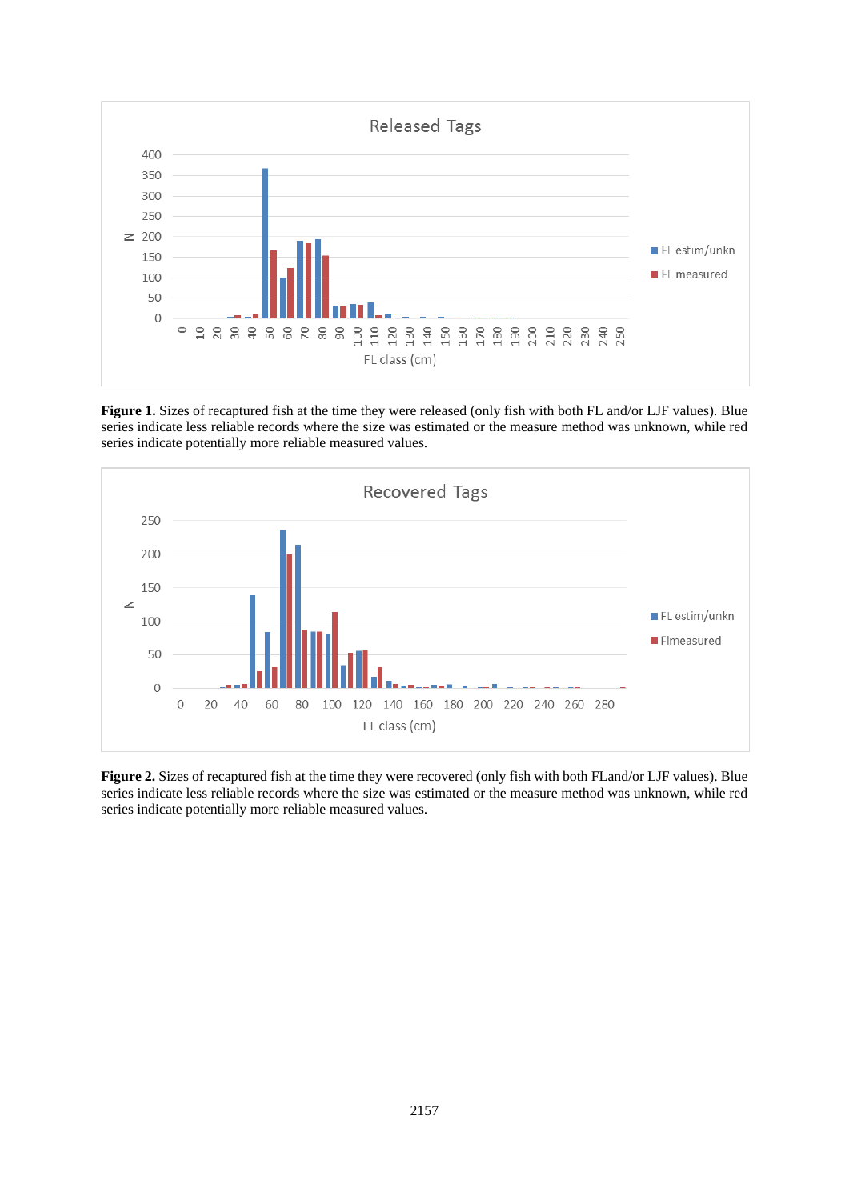**Figure 1.** Sizes of recaptured fish at the time they were released (only fish with both FL and/or LJF values). Blue series indicate less reliable records where the size was estimated or the measure method was unknown, while red series indicate potentially more reliable measured values.

**Figure 2.** Sizes of recaptured fish at the time they were recovered (only fish with both FLand/or LJF values). Blue series indicate less reliable records where the size was estimated or the measure method was unknown, while red series indicate potentially more reliable measured values.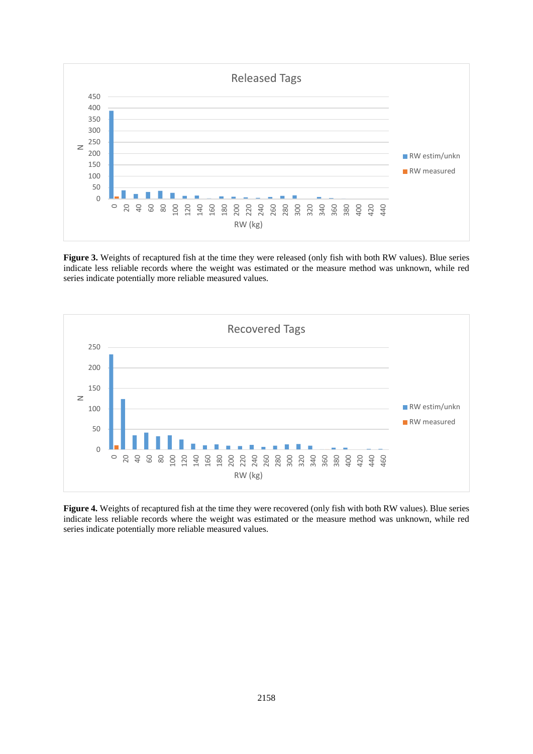**Figure 3.** Weights of recaptured fish at the time they were released (only fish with both RW values). Blue series indicate less reliable records where the weight was estimated or the measure method was unknown, while red series indicate potentially more reliable measured values.

**Figure 4.** Weights of recaptured fish at the time they were recovered (only fish with both RW values). Blue series indicate less reliable records where the weight was estimated or the measure method was unknown, while red series indicate potentially more reliable measured values.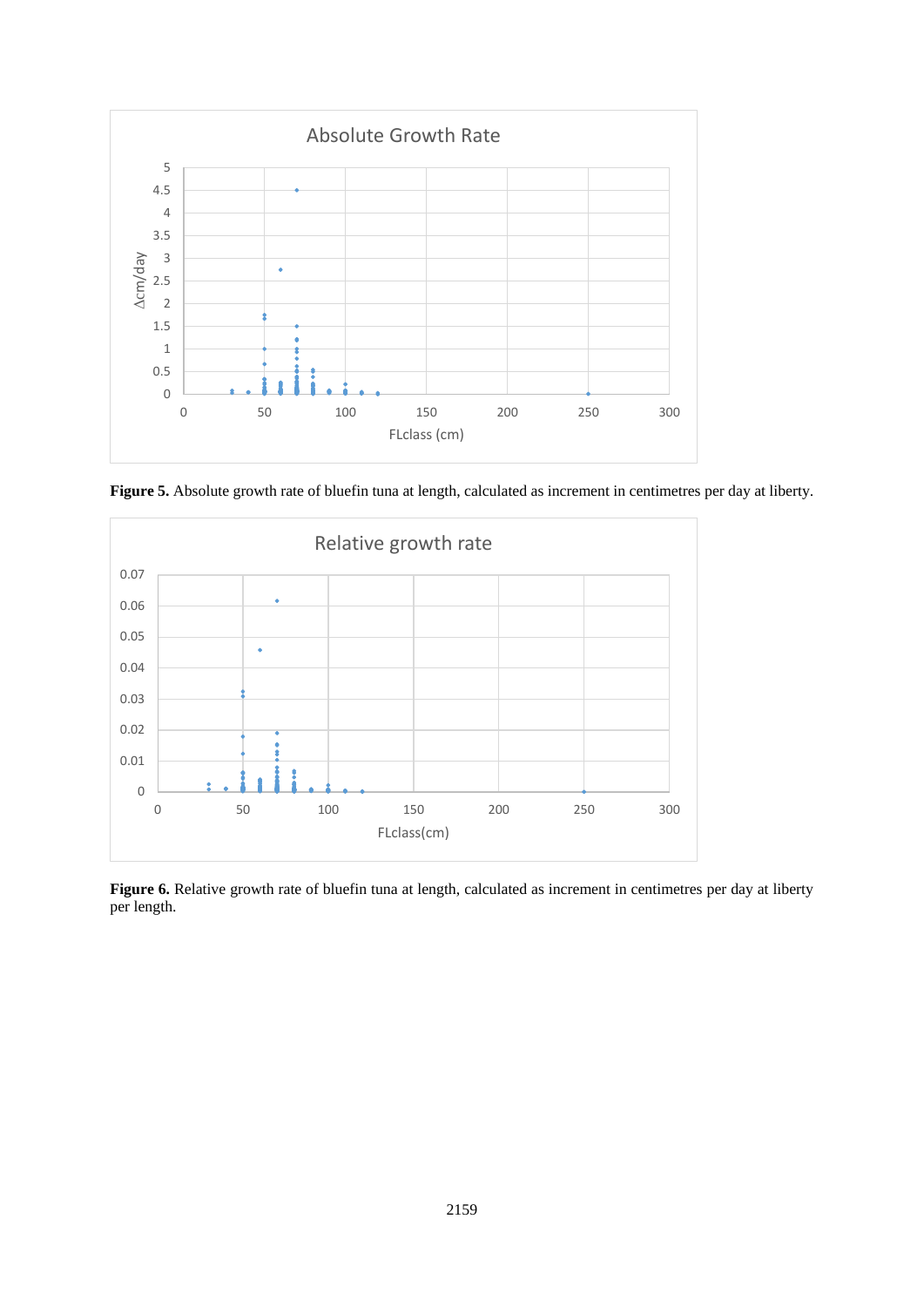**Figure 5.** Absolute growth rate of bluefin tuna at length, calculated as increment in centimetres per day at liberty.

**Figure 6.** Relative growth rate of bluefin tuna at length, calculated as increment in centimetres per day at liberty per length.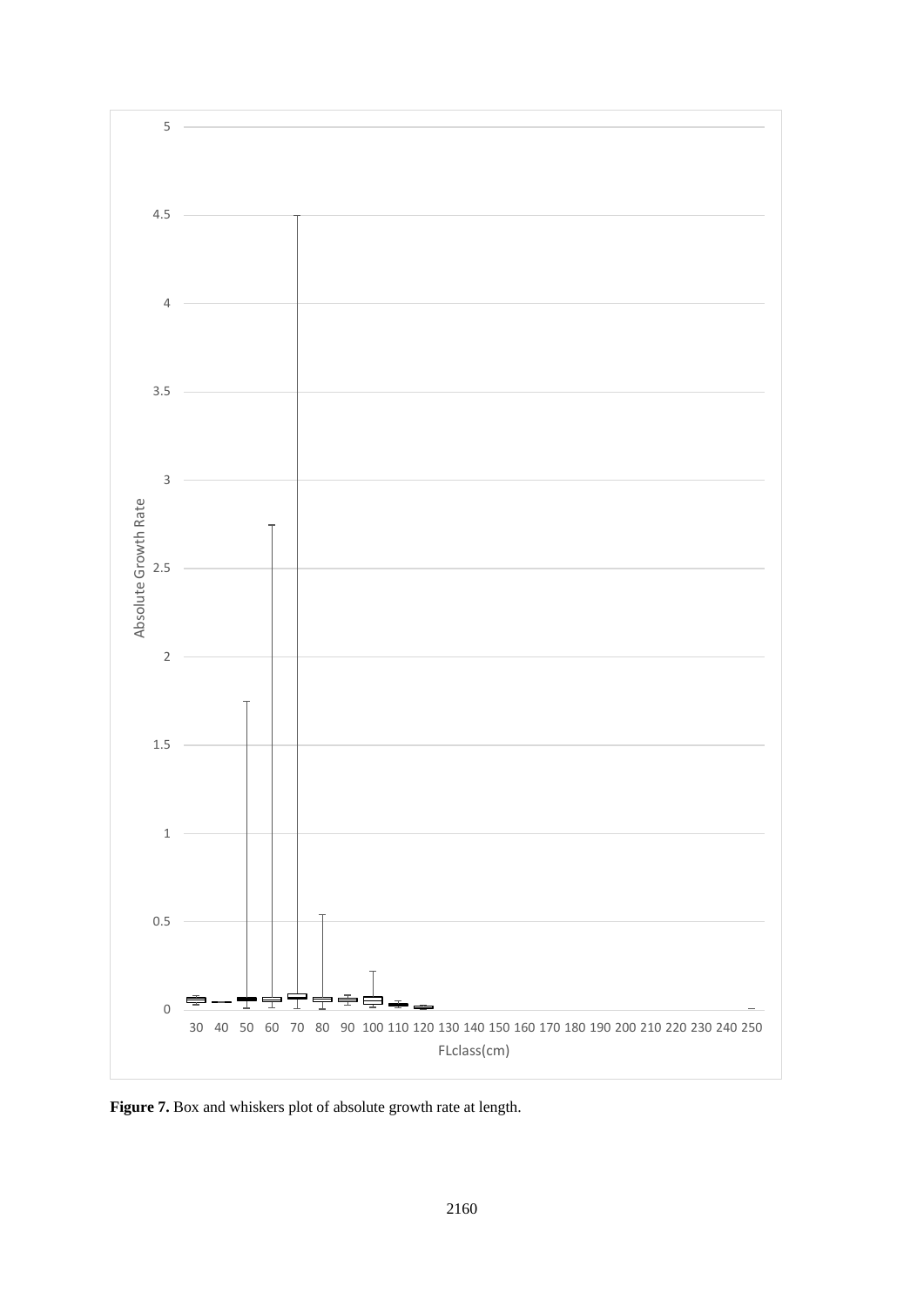**Figure 7.** Box and whiskers plot of absolute growth rate at length.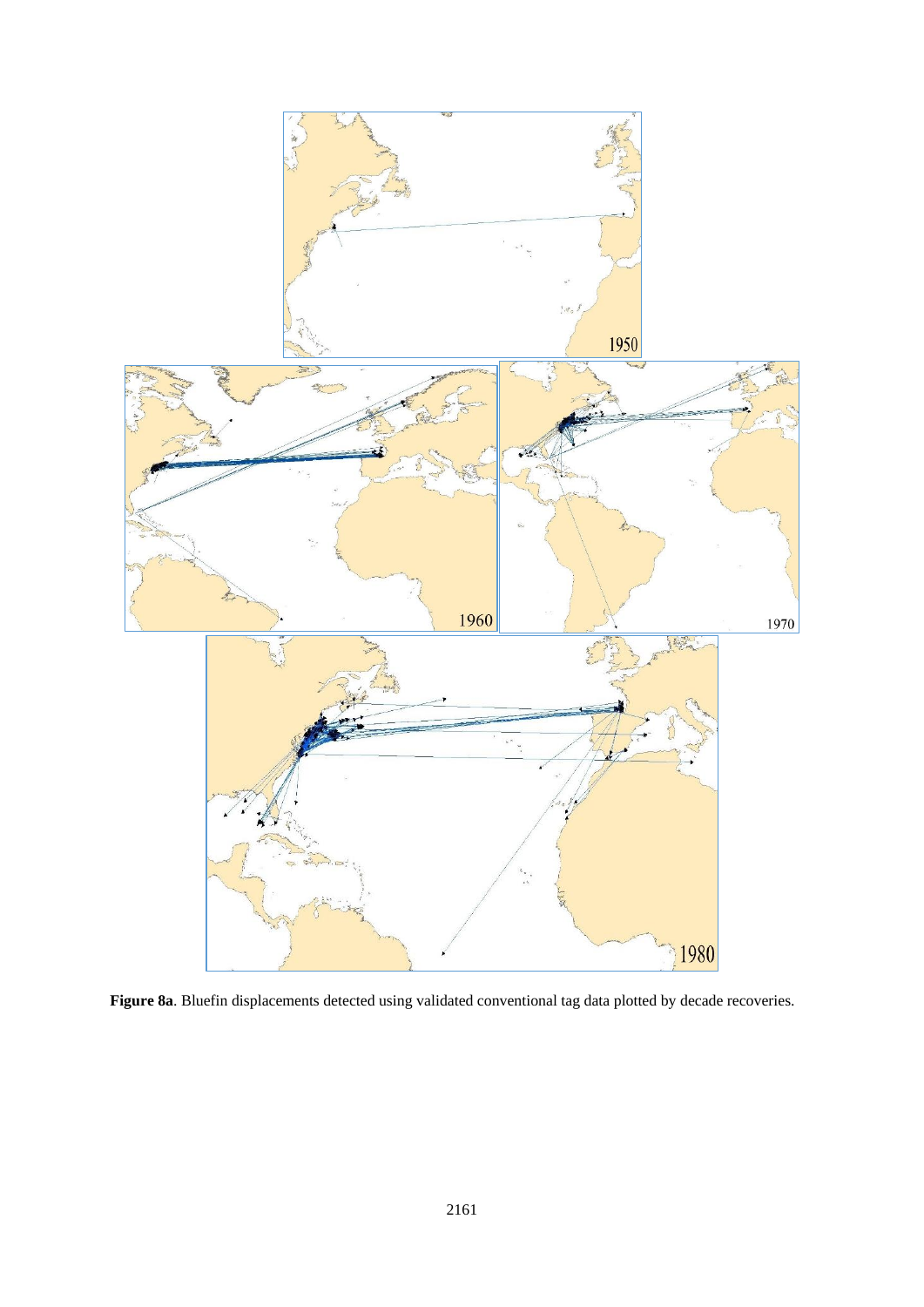**Figure 8a**. Bluefin displacements detected using validated conventional tag data plotted by decade recoveries.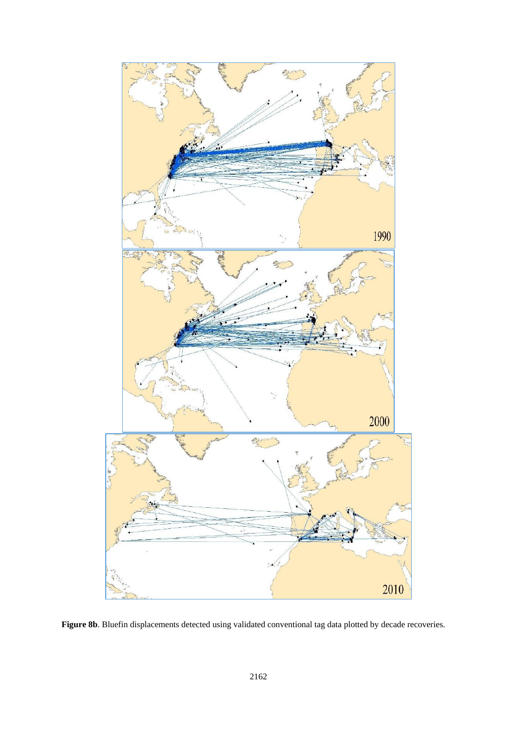**Figure 8b**. Bluefin displacements detected using validated conventional tag data plotted by decade recoveries.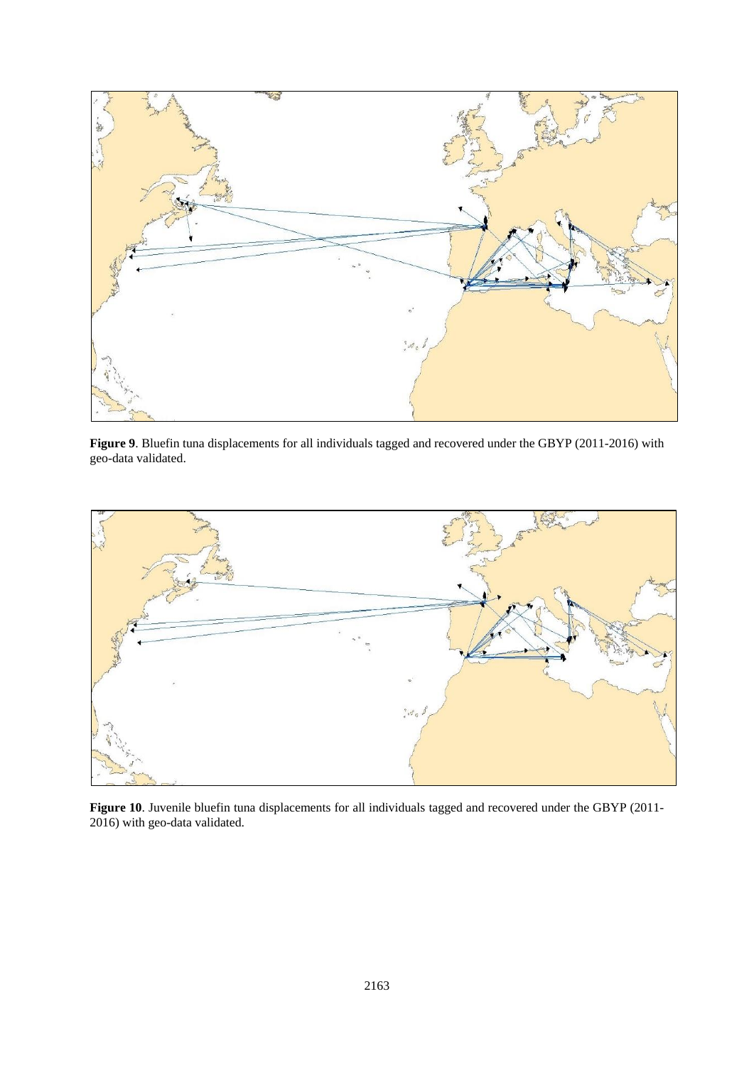**Figure 9**. Bluefin tuna displacements for all individuals tagged and recovered under the GBYP (2011-2016) with geo-data validated.

**Figure 10**. Juvenile bluefin tuna displacements for all individuals tagged and recovered under the GBYP (2011-2016) with geo-data validated.